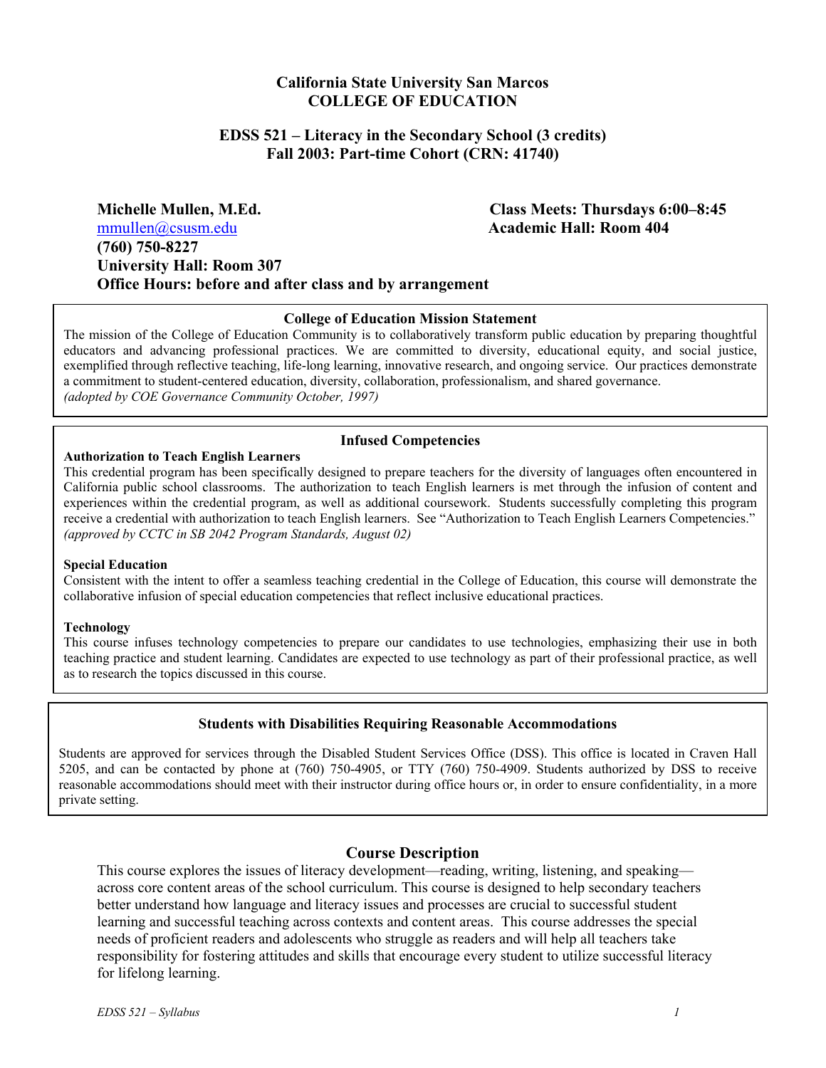**California State University San Marcos**
**COLLEGE OF EDUCATION**

**EDSS 521 – Literacy in the Secondary School (3 credits)**
**Fall 2003: Part-time Cohort (CRN: 41740)**

**Michelle Mullen, M.Ed.**
mmullen@csusm.edu
**(760) 750-8227**
**University Hall: Room 307**
**Office Hours: before and after class and by arrangement**

**Class Meets: Thursdays 6:00–8:45**
**Academic Hall: Room 404**

### College of Education Mission Statement

The mission of the College of Education Community is to collaboratively transform public education by preparing thoughtful educators and advancing professional practices. We are committed to diversity, educational equity, and social justice, exemplified through reflective teaching, life-long learning, innovative research, and ongoing service. Our practices demonstrate a commitment to student-centered education, diversity, collaboration, professionalism, and shared governance.
*(adopted by COE Governance Community October, 1997)*

### Infused Competencies

**Authorization to Teach English Learners**
This credential program has been specifically designed to prepare teachers for the diversity of languages often encountered in California public school classrooms. The authorization to teach English learners is met through the infusion of content and experiences within the credential program, as well as additional coursework. Students successfully completing this program receive a credential with authorization to teach English learners. See "Authorization to Teach English Learners Competencies." *(approved by CCTC in SB 2042 Program Standards, August 02)*

**Special Education**
Consistent with the intent to offer a seamless teaching credential in the College of Education, this course will demonstrate the collaborative infusion of special education competencies that reflect inclusive educational practices.

**Technology**
This course infuses technology competencies to prepare our candidates to use technologies, emphasizing their use in both teaching practice and student learning. Candidates are expected to use technology as part of their professional practice, as well as to research the topics discussed in this course.

### Students with Disabilities Requiring Reasonable Accommodations

Students are approved for services through the Disabled Student Services Office (DSS). This office is located in Craven Hall 5205, and can be contacted by phone at (760) 750-4905, or TTY (760) 750-4909. Students authorized by DSS to receive reasonable accommodations should meet with their instructor during office hours or, in order to ensure confidentiality, in a more private setting.

## Course Description

This course explores the issues of literacy development—reading, writing, listening, and speaking—across core content areas of the school curriculum. This course is designed to help secondary teachers better understand how language and literacy issues and processes are crucial to successful student learning and successful teaching across contexts and content areas. This course addresses the special needs of proficient readers and adolescents who struggle as readers and will help all teachers take responsibility for fostering attitudes and skills that encourage every student to utilize successful literacy for lifelong learning.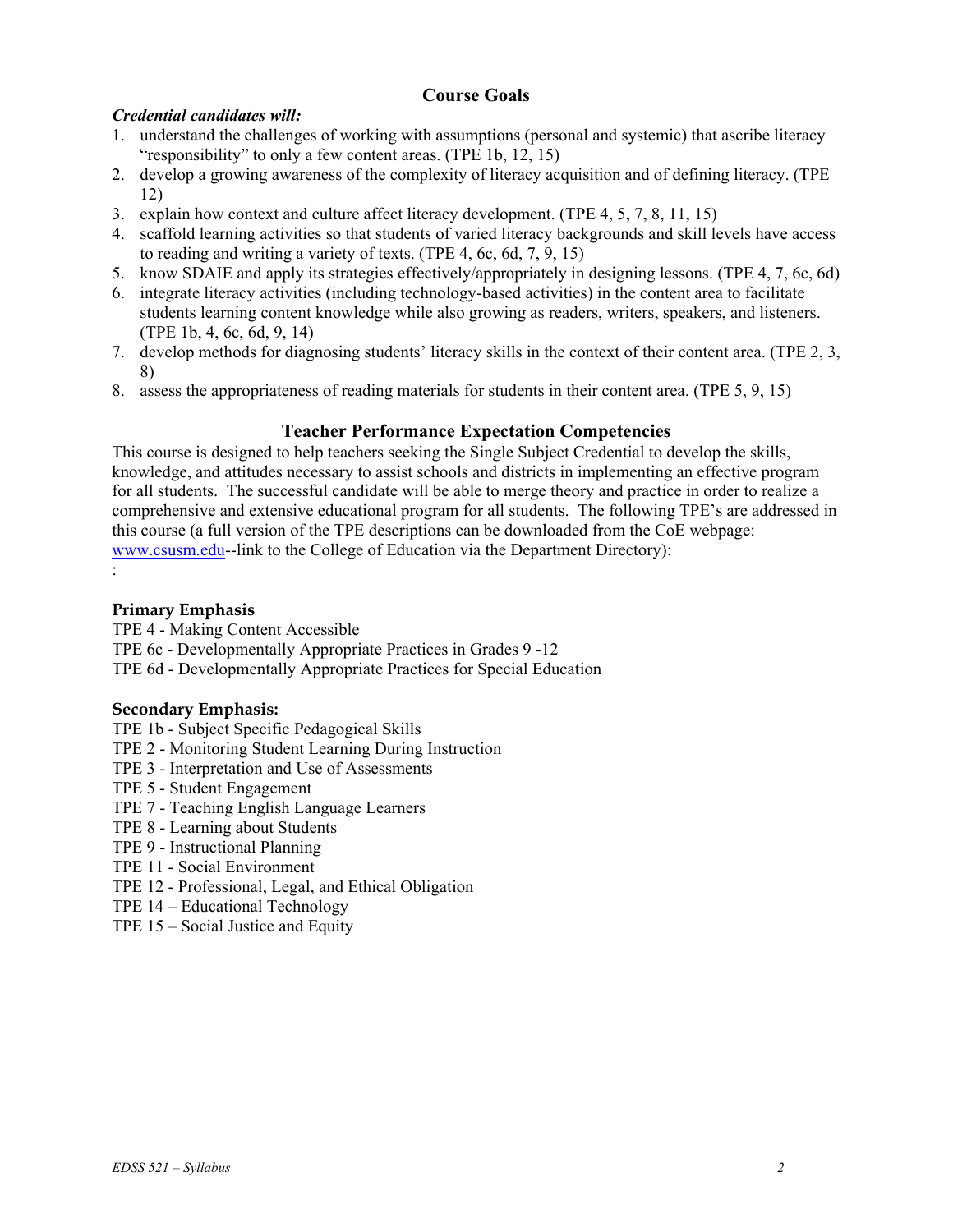## Course Goals

***Credential candidates will:***

1. understand the challenges of working with assumptions (personal and systemic) that ascribe literacy "responsibility" to only a few content areas. (TPE 1b, 12, 15)
2. develop a growing awareness of the complexity of literacy acquisition and of defining literacy. (TPE 12)
3. explain how context and culture affect literacy development. (TPE 4, 5, 7, 8, 11, 15)
4. scaffold learning activities so that students of varied literacy backgrounds and skill levels have access to reading and writing a variety of texts. (TPE 4, 6c, 6d, 7, 9, 15)
5. know SDAIE and apply its strategies effectively/appropriately in designing lessons. (TPE 4, 7, 6c, 6d)
6. integrate literacy activities (including technology-based activities) in the content area to facilitate students learning content knowledge while also growing as readers, writers, speakers, and listeners. (TPE 1b, 4, 6c, 6d, 9, 14)
7. develop methods for diagnosing students' literacy skills in the context of their content area. (TPE 2, 3, 8)
8. assess the appropriateness of reading materials for students in their content area. (TPE 5, 9, 15)

## Teacher Performance Expectation Competencies

This course is designed to help teachers seeking the Single Subject Credential to develop the skills, knowledge, and attitudes necessary to assist schools and districts in implementing an effective program for all students. The successful candidate will be able to merge theory and practice in order to realize a comprehensive and extensive educational program for all students. The following TPE's are addressed in this course (a full version of the TPE descriptions can be downloaded from the CoE webpage: [www.csusm.edu](http://www.csusm.edu)--link to the College of Education via the Department Directory):
:

### Primary Emphasis

TPE 4 - Making Content Accessible
TPE 6c - Developmentally Appropriate Practices in Grades 9 -12
TPE 6d - Developmentally Appropriate Practices for Special Education

### Secondary Emphasis:

TPE 1b - Subject Specific Pedagogical Skills
TPE 2 - Monitoring Student Learning During Instruction
TPE 3 - Interpretation and Use of Assessments
TPE 5 - Student Engagement
TPE 7 - Teaching English Language Learners
TPE 8 - Learning about Students
TPE 9 - Instructional Planning
TPE 11 - Social Environment
TPE 12 - Professional, Legal, and Ethical Obligation
TPE 14 – Educational Technology
TPE 15 – Social Justice and Equity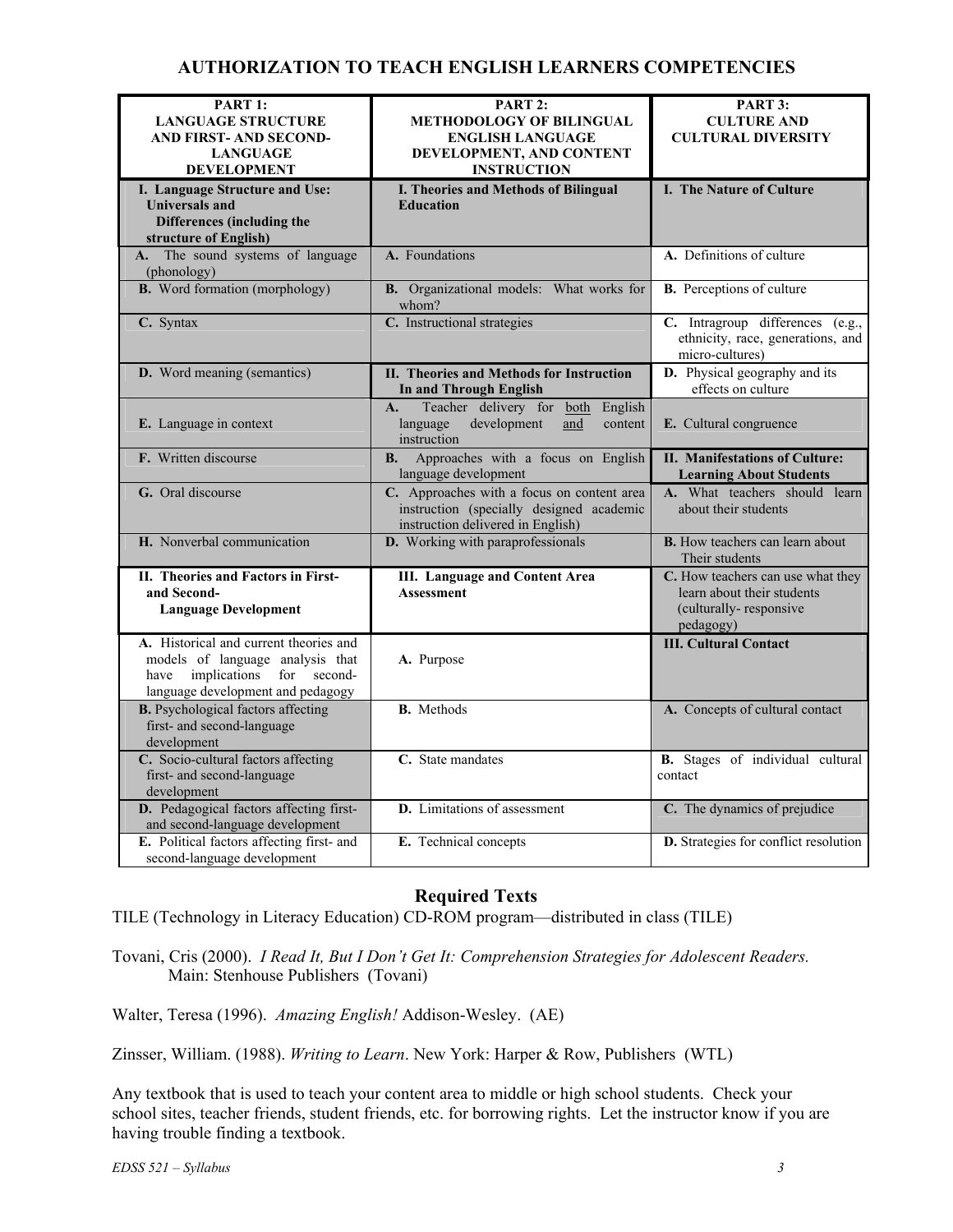# AUTHORIZATION TO TEACH ENGLISH LEARNERS COMPETENCIES

| PART 1: LANGUAGE STRUCTURE AND FIRST- AND SECOND-LANGUAGE DEVELOPMENT | PART 2: METHODOLOGY OF BILINGUAL ENGLISH LANGUAGE DEVELOPMENT, AND CONTENT INSTRUCTION | PART 3: CULTURE AND CULTURAL DIVERSITY |
|---|---|---|
| **I. Language Structure and Use: Universals and Differences (including the structure of English)** | **I. Theories and Methods of Bilingual Education** | **I. The Nature of Culture** |
| **A.** The sound systems of language (phonology) | **A.** Foundations | **A.** Definitions of culture |
| **B.** Word formation (morphology) | **B.** Organizational models: What works for whom? | **B.** Perceptions of culture |
| **C.** Syntax | **C.** Instructional strategies | **C.** Intragroup differences (e.g., ethnicity, race, generations, and micro-cultures) |
| **D.** Word meaning (semantics) | **II. Theories and Methods for Instruction In and Through English** | **D.** Physical geography and its effects on culture |
| **E.** Language in context | **A.** Teacher delivery for both English language development and content instruction | **E.** Cultural congruence |
| **F.** Written discourse | **B.** Approaches with a focus on English language development | **II. Manifestations of Culture: Learning About Students** |
| **G.** Oral discourse | **C.** Approaches with a focus on content area instruction (specially designed academic instruction delivered in English) | **A.** What teachers should learn about their students |
| **H.** Nonverbal communication | **D.** Working with paraprofessionals | **B.** How teachers can learn about Their students |
| **II. Theories and Factors in First- and Second-Language Development** | **III. Language and Content Area Assessment** | **C.** How teachers can use what they learn about their students (culturally- responsive pedagogy) |
| **A.** Historical and current theories and models of language analysis that have implications for second-language development and pedagogy | **A.** Purpose | **III. Cultural Contact** |
| **B.** Psychological factors affecting first- and second-language development | **B.** Methods | **A.** Concepts of cultural contact |
| **C.** Socio-cultural factors affecting first- and second-language development | **C.** State mandates | **B.** Stages of individual cultural contact |
| **D.** Pedagogical factors affecting first- and second-language development | **D.** Limitations of assessment | **C.** The dynamics of prejudice |
| **E.** Political factors affecting first- and second-language development | **E.** Technical concepts | **D.** Strategies for conflict resolution |

## Required Texts

TILE (Technology in Literacy Education) CD-ROM program—distributed in class (TILE)

Tovani, Cris (2000). *I Read It, But I Don't Get It: Comprehension Strategies for Adolescent Readers.* Main: Stenhouse Publishers (Tovani)

Walter, Teresa (1996). *Amazing English!* Addison-Wesley. (AE)

Zinsser, William. (1988). *Writing to Learn*. New York: Harper & Row, Publishers (WTL)

Any textbook that is used to teach your content area to middle or high school students. Check your school sites, teacher friends, student friends, etc. for borrowing rights. Let the instructor know if you are having trouble finding a textbook.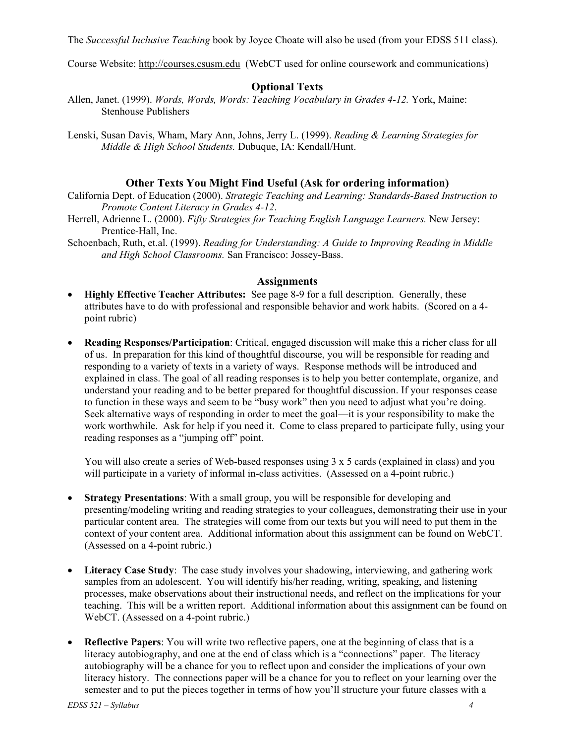The *Successful Inclusive Teaching* book by Joyce Choate will also be used (from your EDSS 511 class).

Course Website: http://courses.csusm.edu (WebCT used for online coursework and communications)

## Optional Texts

Allen, Janet. (1999). *Words, Words, Words: Teaching Vocabulary in Grades 4-12.* York, Maine: Stenhouse Publishers

Lenski, Susan Davis, Wham, Mary Ann, Johns, Jerry L. (1999). *Reading & Learning Strategies for Middle & High School Students.* Dubuque, IA: Kendall/Hunt.

## Other Texts You Might Find Useful (Ask for ordering information)

California Dept. of Education (2000). *Strategic Teaching and Learning: Standards-Based Instruction to Promote Content Literacy in Grades 4-12*.

Herrell, Adrienne L. (2000). *Fifty Strategies for Teaching English Language Learners.* New Jersey: Prentice-Hall, Inc.

Schoenbach, Ruth, et.al. (1999). *Reading for Understanding: A Guide to Improving Reading in Middle and High School Classrooms.* San Francisco: Jossey-Bass.

## Assignments

- **Highly Effective Teacher Attributes:** See page 8-9 for a full description. Generally, these attributes have to do with professional and responsible behavior and work habits. (Scored on a 4-point rubric)

- **Reading Responses/Participation**: Critical, engaged discussion will make this a richer class for all of us. In preparation for this kind of thoughtful discourse, you will be responsible for reading and responding to a variety of texts in a variety of ways. Response methods will be introduced and explained in class. The goal of all reading responses is to help you better contemplate, organize, and understand your reading and to be better prepared for thoughtful discussion. If your responses cease to function in these ways and seem to be "busy work" then you need to adjust what you're doing. Seek alternative ways of responding in order to meet the goal—it is your responsibility to make the work worthwhile. Ask for help if you need it. Come to class prepared to participate fully, using your reading responses as a "jumping off" point.

  You will also create a series of Web-based responses using 3 x 5 cards (explained in class) and you will participate in a variety of informal in-class activities. (Assessed on a 4-point rubric.)

- **Strategy Presentations**: With a small group, you will be responsible for developing and presenting/modeling writing and reading strategies to your colleagues, demonstrating their use in your particular content area. The strategies will come from our texts but you will need to put them in the context of your content area. Additional information about this assignment can be found on WebCT. (Assessed on a 4-point rubric.)

- **Literacy Case Study**: The case study involves your shadowing, interviewing, and gathering work samples from an adolescent. You will identify his/her reading, writing, speaking, and listening processes, make observations about their instructional needs, and reflect on the implications for your teaching. This will be a written report. Additional information about this assignment can be found on WebCT. (Assessed on a 4-point rubric.)

- **Reflective Papers**: You will write two reflective papers, one at the beginning of class that is a literacy autobiography, and one at the end of class which is a "connections" paper. The literacy autobiography will be a chance for you to reflect upon and consider the implications of your own literacy history. The connections paper will be a chance for you to reflect on your learning over the semester and to put the pieces together in terms of how you'll structure your future classes with a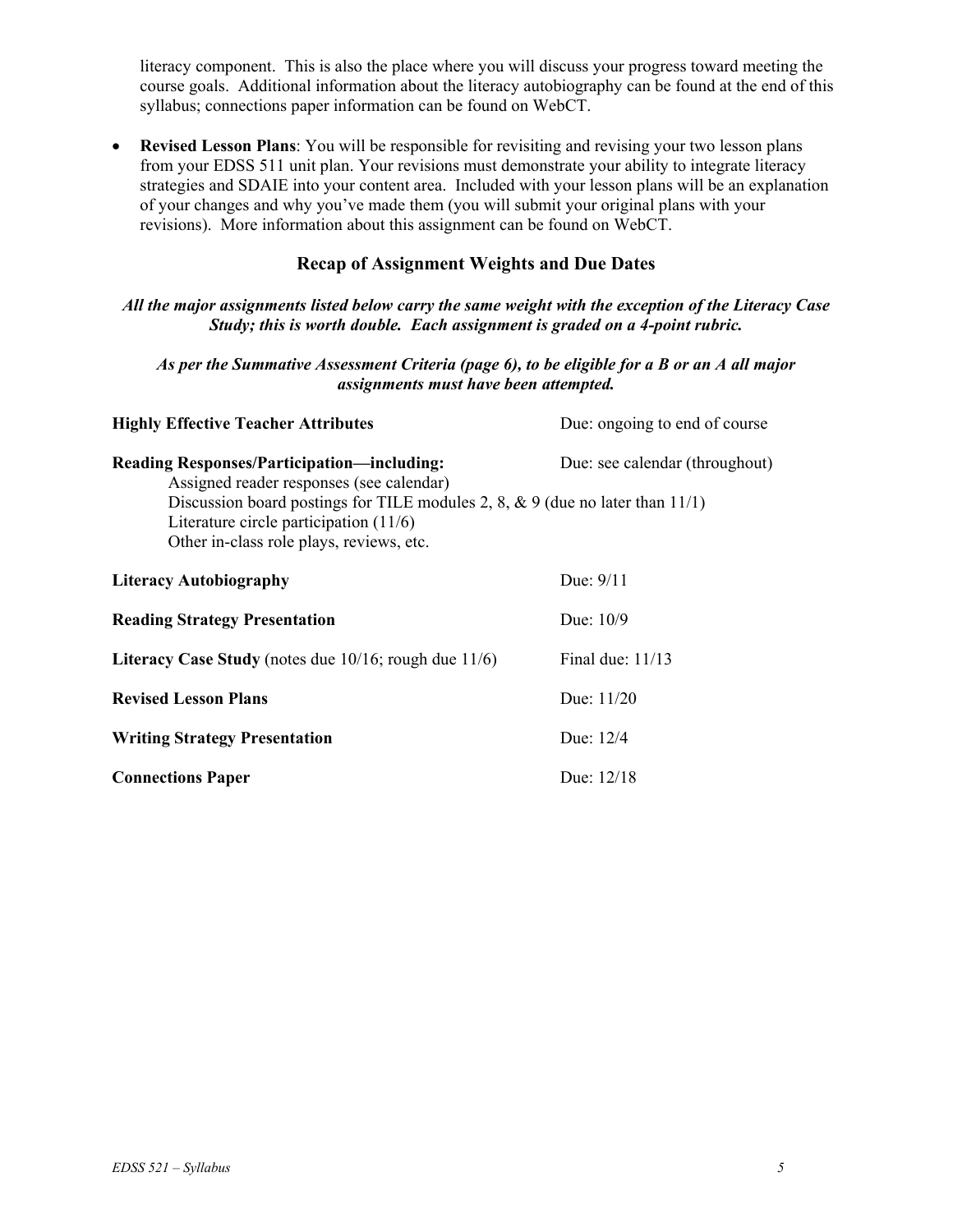literacy component. This is also the place where you will discuss your progress toward meeting the course goals. Additional information about the literacy autobiography can be found at the end of this syllabus; connections paper information can be found on WebCT.

- **Revised Lesson Plans**: You will be responsible for revisiting and revising your two lesson plans from your EDSS 511 unit plan. Your revisions must demonstrate your ability to integrate literacy strategies and SDAIE into your content area. Included with your lesson plans will be an explanation of your changes and why you've made them (you will submit your original plans with your revisions). More information about this assignment can be found on WebCT.

## Recap of Assignment Weights and Due Dates

***All the major assignments listed below carry the same weight with the exception of the Literacy Case Study; this is worth double. Each assignment is graded on a 4-point rubric.***

***As per the Summative Assessment Criteria (page 6), to be eligible for a B or an A all major assignments must have been attempted.***

**Highly Effective Teacher Attributes** — Due: ongoing to end of course

**Reading Responses/Participation—including:** — Due: see calendar (throughout)
- Assigned reader responses (see calendar)
- Discussion board postings for TILE modules 2, 8, & 9 (due no later than 11/1)
- Literature circle participation (11/6)
- Other in-class role plays, reviews, etc.

**Literacy Autobiography** — Due: 9/11

**Reading Strategy Presentation** — Due: 10/9

**Literacy Case Study** (notes due 10/16; rough due 11/6) — Final due: 11/13

**Revised Lesson Plans** — Due: 11/20

**Writing Strategy Presentation** — Due: 12/4

**Connections Paper** — Due: 12/18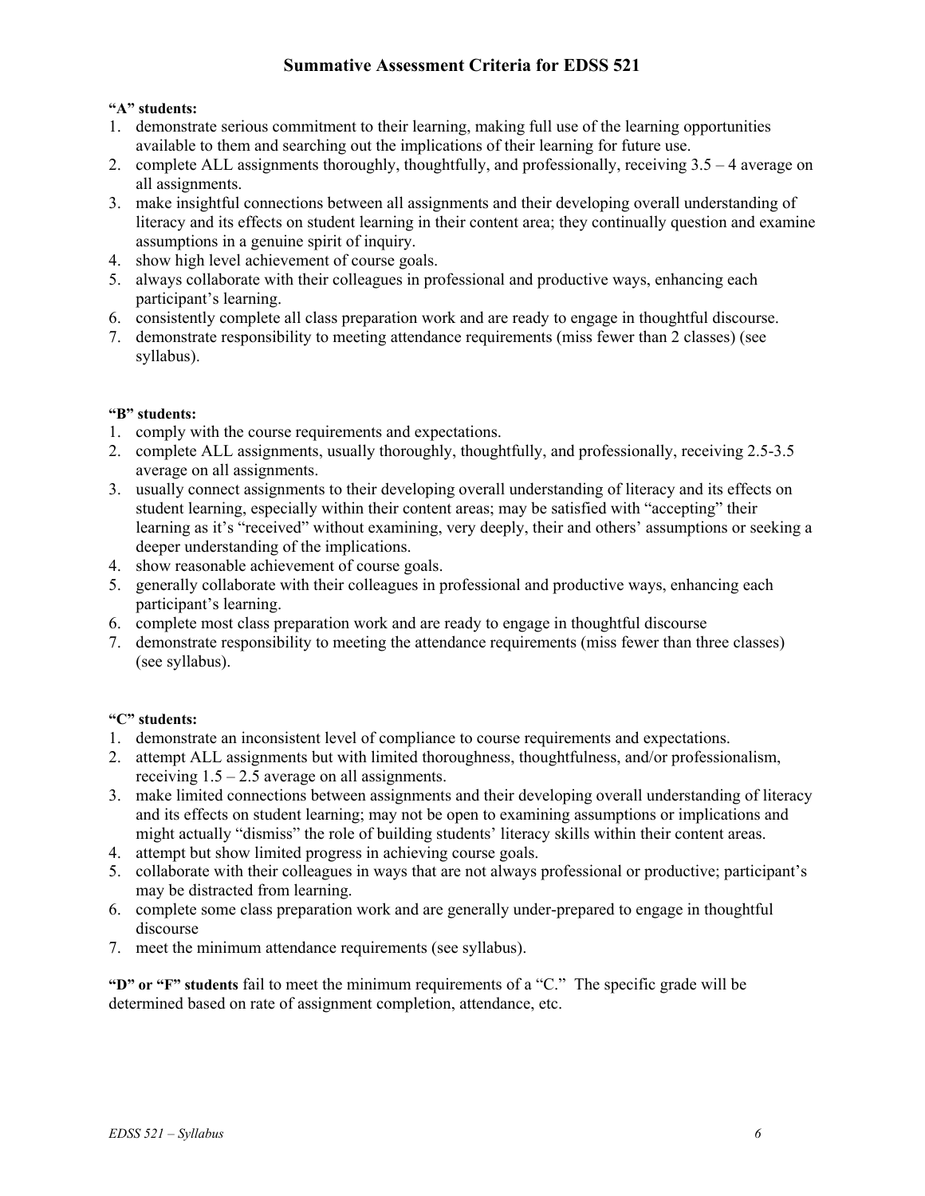# Summative Assessment Criteria for EDSS 521

**"A" students:**

1. demonstrate serious commitment to their learning, making full use of the learning opportunities available to them and searching out the implications of their learning for future use.
2. complete ALL assignments thoroughly, thoughtfully, and professionally, receiving 3.5 – 4 average on all assignments.
3. make insightful connections between all assignments and their developing overall understanding of literacy and its effects on student learning in their content area; they continually question and examine assumptions in a genuine spirit of inquiry.
4. show high level achievement of course goals.
5. always collaborate with their colleagues in professional and productive ways, enhancing each participant's learning.
6. consistently complete all class preparation work and are ready to engage in thoughtful discourse.
7. demonstrate responsibility to meeting attendance requirements (miss fewer than 2 classes) (see syllabus).

**"B" students:**

1. comply with the course requirements and expectations.
2. complete ALL assignments, usually thoroughly, thoughtfully, and professionally, receiving 2.5-3.5 average on all assignments.
3. usually connect assignments to their developing overall understanding of literacy and its effects on student learning, especially within their content areas; may be satisfied with "accepting" their learning as it's "received" without examining, very deeply, their and others' assumptions or seeking a deeper understanding of the implications.
4. show reasonable achievement of course goals.
5. generally collaborate with their colleagues in professional and productive ways, enhancing each participant's learning.
6. complete most class preparation work and are ready to engage in thoughtful discourse
7. demonstrate responsibility to meeting the attendance requirements (miss fewer than three classes) (see syllabus).

**"C" students:**

1. demonstrate an inconsistent level of compliance to course requirements and expectations.
2. attempt ALL assignments but with limited thoroughness, thoughtfulness, and/or professionalism, receiving 1.5 – 2.5 average on all assignments.
3. make limited connections between assignments and their developing overall understanding of literacy and its effects on student learning; may not be open to examining assumptions or implications and might actually "dismiss" the role of building students' literacy skills within their content areas.
4. attempt but show limited progress in achieving course goals.
5. collaborate with their colleagues in ways that are not always professional or productive; participant's may be distracted from learning.
6. complete some class preparation work and are generally under-prepared to engage in thoughtful discourse
7. meet the minimum attendance requirements (see syllabus).

**"D" or "F" students** fail to meet the minimum requirements of a "C." The specific grade will be determined based on rate of assignment completion, attendance, etc.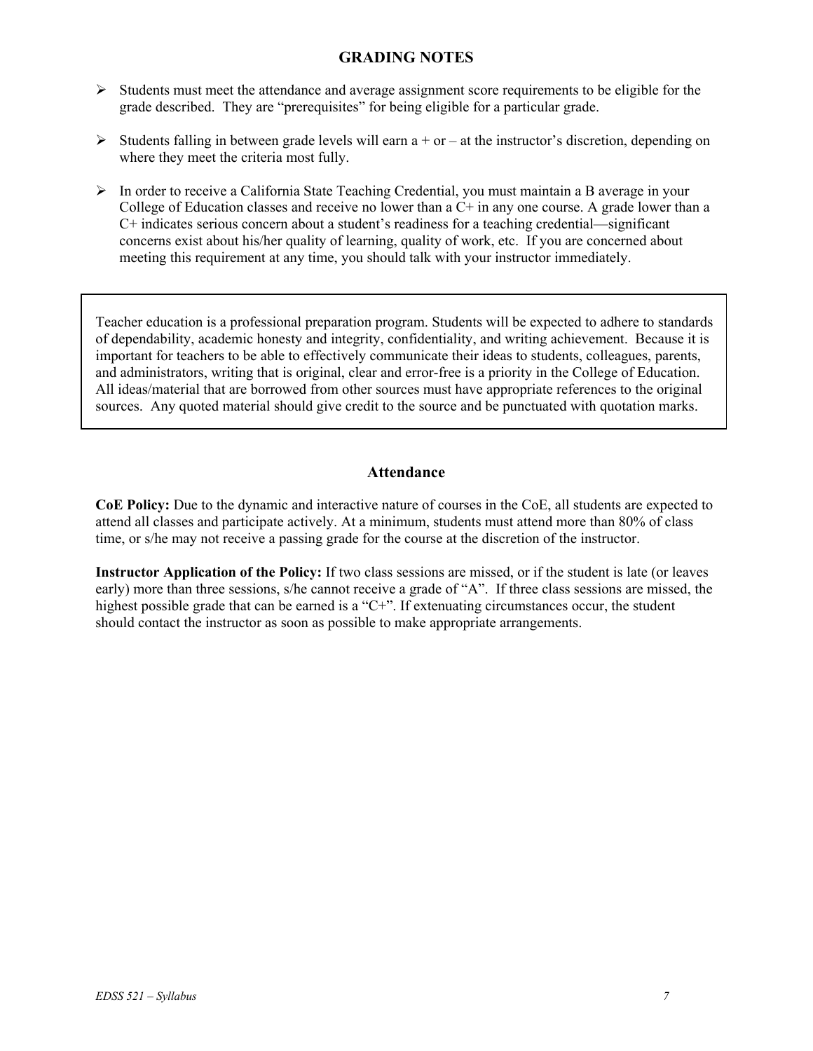## GRADING NOTES

- Students must meet the attendance and average assignment score requirements to be eligible for the grade described. They are "prerequisites" for being eligible for a particular grade.
- Students falling in between grade levels will earn a + or – at the instructor's discretion, depending on where they meet the criteria most fully.
- In order to receive a California State Teaching Credential, you must maintain a B average in your College of Education classes and receive no lower than a C+ in any one course. A grade lower than a C+ indicates serious concern about a student's readiness for a teaching credential—significant concerns exist about his/her quality of learning, quality of work, etc. If you are concerned about meeting this requirement at any time, you should talk with your instructor immediately.

Teacher education is a professional preparation program. Students will be expected to adhere to standards of dependability, academic honesty and integrity, confidentiality, and writing achievement. Because it is important for teachers to be able to effectively communicate their ideas to students, colleagues, parents, and administrators, writing that is original, clear and error-free is a priority in the College of Education. All ideas/material that are borrowed from other sources must have appropriate references to the original sources. Any quoted material should give credit to the source and be punctuated with quotation marks.

## Attendance

**CoE Policy:** Due to the dynamic and interactive nature of courses in the CoE, all students are expected to attend all classes and participate actively. At a minimum, students must attend more than 80% of class time, or s/he may not receive a passing grade for the course at the discretion of the instructor.

**Instructor Application of the Policy:** If two class sessions are missed, or if the student is late (or leaves early) more than three sessions, s/he cannot receive a grade of "A". If three class sessions are missed, the highest possible grade that can be earned is a "C+". If extenuating circumstances occur, the student should contact the instructor as soon as possible to make appropriate arrangements.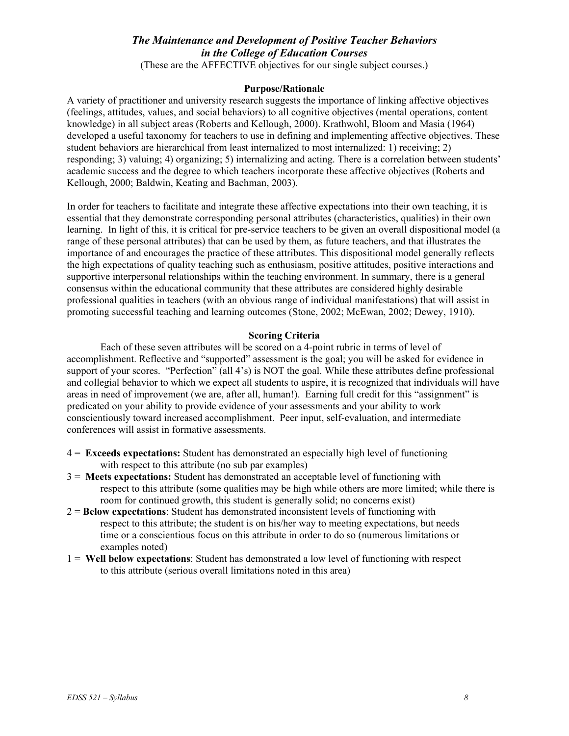# *The Maintenance and Development of Positive Teacher Behaviors in the College of Education Courses*

(These are the AFFECTIVE objectives for our single subject courses.)

### Purpose/Rationale

A variety of practitioner and university research suggests the importance of linking affective objectives (feelings, attitudes, values, and social behaviors) to all cognitive objectives (mental operations, content knowledge) in all subject areas (Roberts and Kellough, 2000). Krathwohl, Bloom and Masia (1964) developed a useful taxonomy for teachers to use in defining and implementing affective objectives. These student behaviors are hierarchical from least internalized to most internalized: 1) receiving; 2) responding; 3) valuing; 4) organizing; 5) internalizing and acting. There is a correlation between students' academic success and the degree to which teachers incorporate these affective objectives (Roberts and Kellough, 2000; Baldwin, Keating and Bachman, 2003).

In order for teachers to facilitate and integrate these affective expectations into their own teaching, it is essential that they demonstrate corresponding personal attributes (characteristics, qualities) in their own learning. In light of this, it is critical for pre-service teachers to be given an overall dispositional model (a range of these personal attributes) that can be used by them, as future teachers, and that illustrates the importance of and encourages the practice of these attributes. This dispositional model generally reflects the high expectations of quality teaching such as enthusiasm, positive attitudes, positive interactions and supportive interpersonal relationships within the teaching environment. In summary, there is a general consensus within the educational community that these attributes are considered highly desirable professional qualities in teachers (with an obvious range of individual manifestations) that will assist in promoting successful teaching and learning outcomes (Stone, 2002; McEwan, 2002; Dewey, 1910).

### Scoring Criteria

Each of these seven attributes will be scored on a 4-point rubric in terms of level of accomplishment. Reflective and "supported" assessment is the goal; you will be asked for evidence in support of your scores. "Perfection" (all 4's) is NOT the goal. While these attributes define professional and collegial behavior to which we expect all students to aspire, it is recognized that individuals will have areas in need of improvement (we are, after all, human!). Earning full credit for this "assignment" is predicated on your ability to provide evidence of your assessments and your ability to work conscientiously toward increased accomplishment. Peer input, self-evaluation, and intermediate conferences will assist in formative assessments.

4 = **Exceeds expectations:** Student has demonstrated an especially high level of functioning with respect to this attribute (no sub par examples)

3 = **Meets expectations:** Student has demonstrated an acceptable level of functioning with respect to this attribute (some qualities may be high while others are more limited; while there is room for continued growth, this student is generally solid; no concerns exist)

2 = **Below expectations**: Student has demonstrated inconsistent levels of functioning with respect to this attribute; the student is on his/her way to meeting expectations, but needs time or a conscientious focus on this attribute in order to do so (numerous limitations or examples noted)

1 = **Well below expectations**: Student has demonstrated a low level of functioning with respect to this attribute (serious overall limitations noted in this area)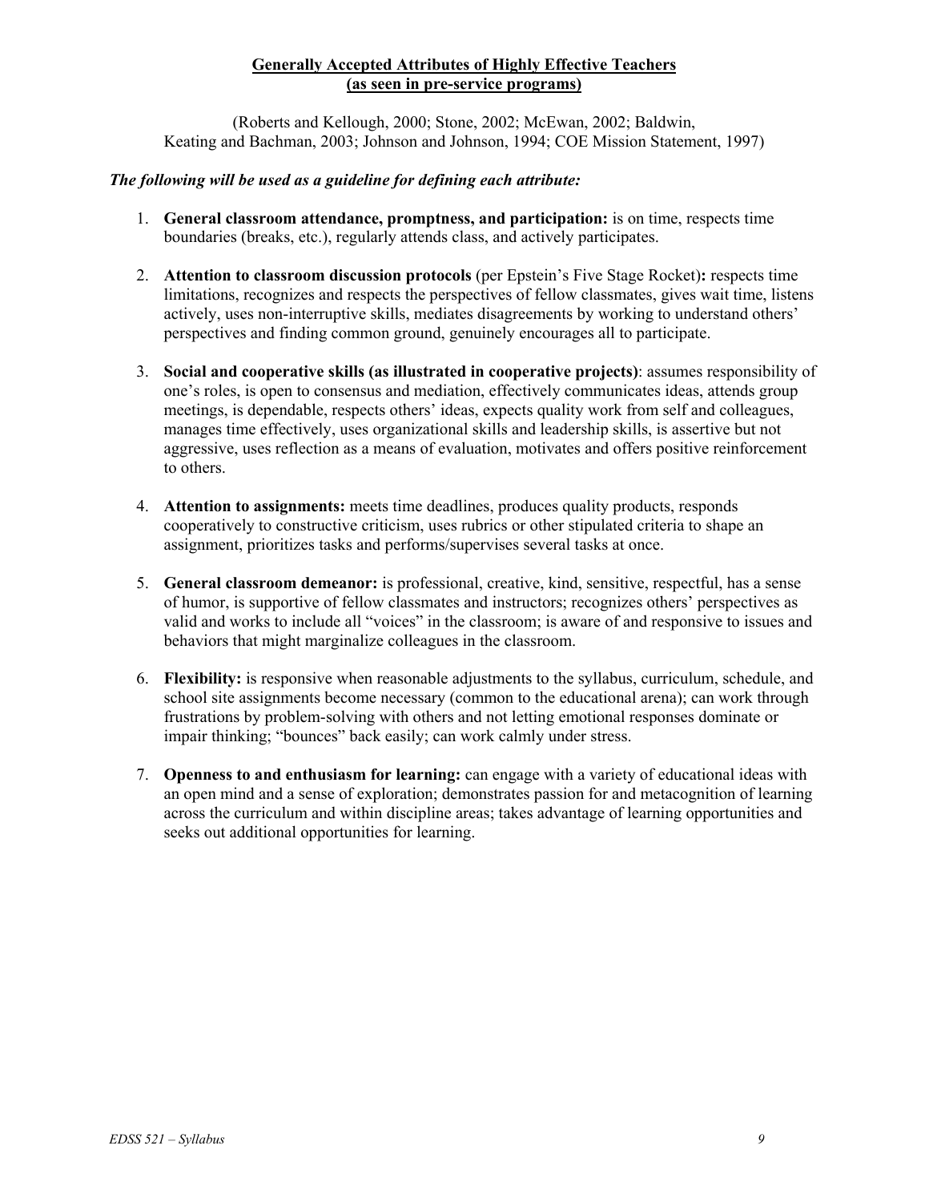## Generally Accepted Attributes of Highly Effective Teachers (as seen in pre-service programs)

(Roberts and Kellough, 2000; Stone, 2002; McEwan, 2002; Baldwin, Keating and Bachman, 2003; Johnson and Johnson, 1994; COE Mission Statement, 1997)

***The following will be used as a guideline for defining each attribute:***

1. **General classroom attendance, promptness, and participation:** is on time, respects time boundaries (breaks, etc.), regularly attends class, and actively participates.

2. **Attention to classroom discussion protocols** (per Epstein's Five Stage Rocket)**:** respects time limitations, recognizes and respects the perspectives of fellow classmates, gives wait time, listens actively, uses non-interruptive skills, mediates disagreements by working to understand others' perspectives and finding common ground, genuinely encourages all to participate.

3. **Social and cooperative skills (as illustrated in cooperative projects)**: assumes responsibility of one's roles, is open to consensus and mediation, effectively communicates ideas, attends group meetings, is dependable, respects others' ideas, expects quality work from self and colleagues, manages time effectively, uses organizational skills and leadership skills, is assertive but not aggressive, uses reflection as a means of evaluation, motivates and offers positive reinforcement to others.

4. **Attention to assignments:** meets time deadlines, produces quality products, responds cooperatively to constructive criticism, uses rubrics or other stipulated criteria to shape an assignment, prioritizes tasks and performs/supervises several tasks at once.

5. **General classroom demeanor:** is professional, creative, kind, sensitive, respectful, has a sense of humor, is supportive of fellow classmates and instructors; recognizes others' perspectives as valid and works to include all "voices" in the classroom; is aware of and responsive to issues and behaviors that might marginalize colleagues in the classroom.

6. **Flexibility:** is responsive when reasonable adjustments to the syllabus, curriculum, schedule, and school site assignments become necessary (common to the educational arena); can work through frustrations by problem-solving with others and not letting emotional responses dominate or impair thinking; "bounces" back easily; can work calmly under stress.

7. **Openness to and enthusiasm for learning:** can engage with a variety of educational ideas with an open mind and a sense of exploration; demonstrates passion for and metacognition of learning across the curriculum and within discipline areas; takes advantage of learning opportunities and seeks out additional opportunities for learning.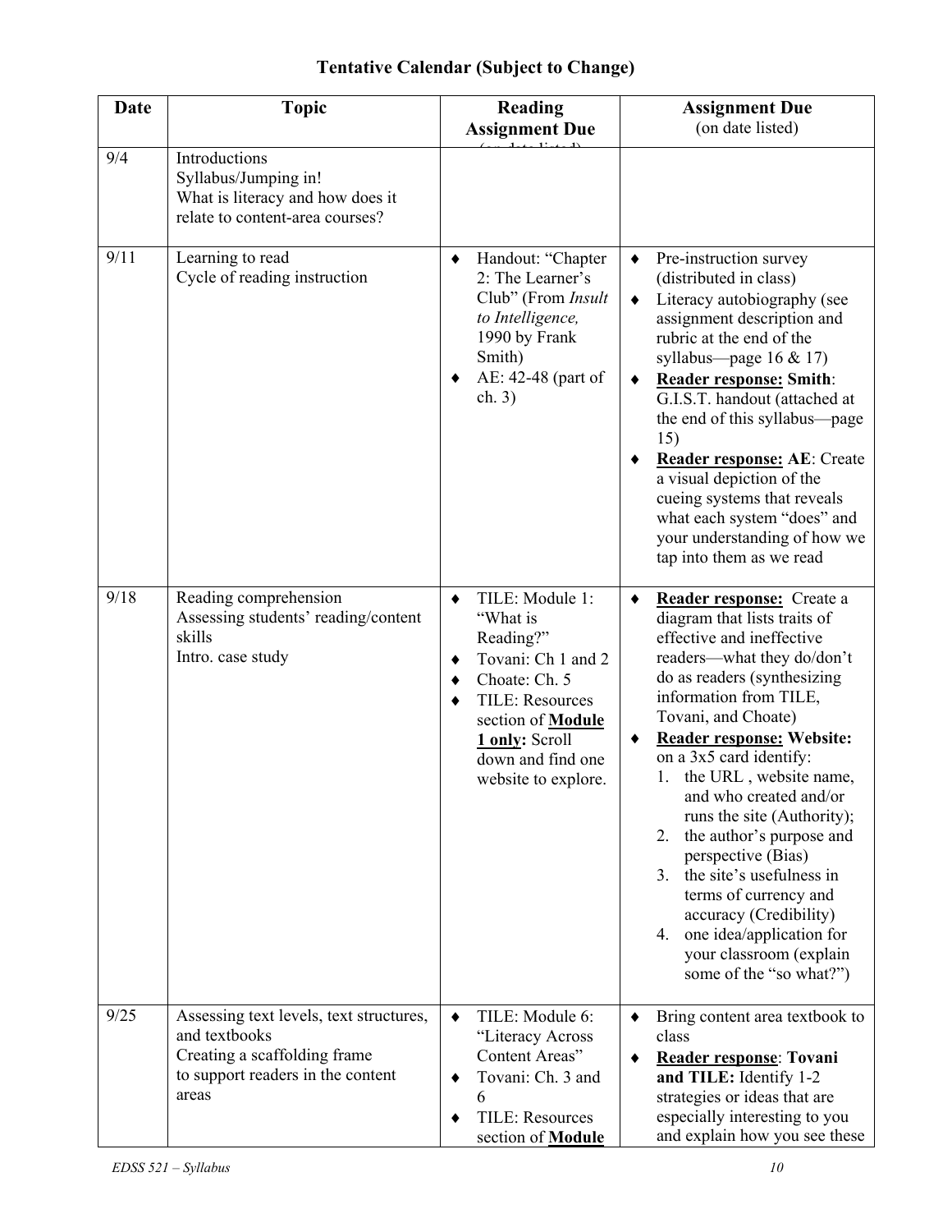# Tentative Calendar (Subject to Change)

| Date | Topic | Reading Assignment Due (on date listed) | Assignment Due (on date listed) |
|---|---|---|---|
| 9/4 | Introductions<br>Syllabus/Jumping in!<br>What is literacy and how does it relate to content-area courses? | | |
| 9/11 | Learning to read<br>Cycle of reading instruction | ♦ Handout: "Chapter 2: The Learner's Club" (From *Insult to Intelligence,* 1990 by Frank Smith)<br>♦ AE: 42-48 (part of ch. 3) | ♦ Pre-instruction survey (distributed in class)<br>♦ Literacy autobiography (see assignment description and rubric at the end of the syllabus—page 16 & 17)<br>♦ **Reader response: Smith**: G.I.S.T. handout (attached at the end of this syllabus—page 15)<br>♦ **Reader response: AE**: Create a visual depiction of the cueing systems that reveals what each system "does" and your understanding of how we tap into them as we read |
| 9/18 | Reading comprehension<br>Assessing students' reading/content skills<br>Intro. case study | ♦ TILE: Module 1: "What is Reading?"<br>♦ Tovani: Ch 1 and 2<br>♦ Choate: Ch. 5<br>♦ TILE: Resources section of **Module 1 only:** Scroll down and find one website to explore. | ♦ **Reader response:** Create a diagram that lists traits of effective and ineffective readers—what they do/don't do as readers (synthesizing information from TILE, Tovani, and Choate)<br>♦ **Reader response: Website:** on a 3x5 card identify:<br>1. the URL , website name, and who created and/or runs the site (Authority);<br>2. the author's purpose and perspective (Bias)<br>3. the site's usefulness in terms of currency and accuracy (Credibility)<br>4. one idea/application for your classroom (explain some of the "so what?") |
| 9/25 | Assessing text levels, text structures, and textbooks<br>Creating a scaffolding frame to support readers in the content areas | ♦ TILE: Module 6: "Literacy Across Content Areas"<br>♦ Tovani: Ch. 3 and 6<br>♦ TILE: Resources section of **Module** | ♦ Bring content area textbook to class<br>♦ **Reader response**: **Tovani and TILE:** Identify 1-2 strategies or ideas that are especially interesting to you and explain how you see these |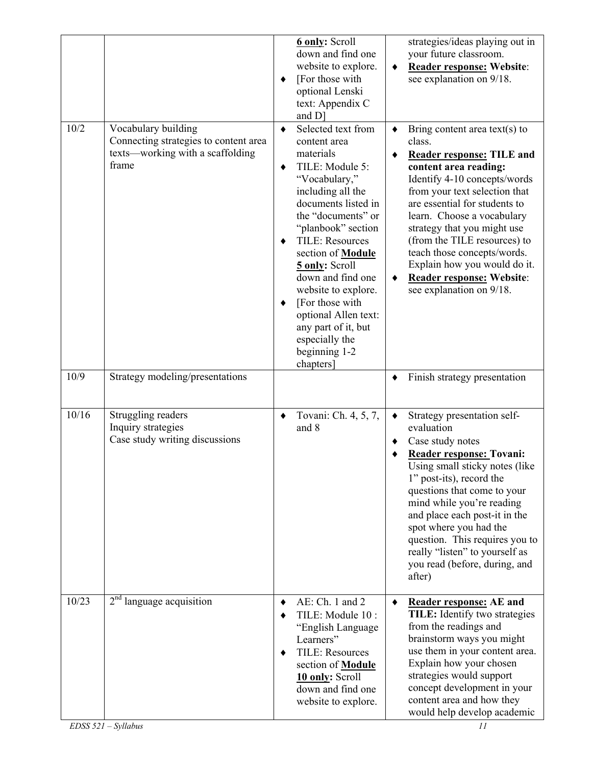| | | | |
|---|---|---|---|
| | | **6 only:** Scroll down and find one website to explore.<br>♦ [For those with optional Lenski text: Appendix C and D] | strategies/ideas playing out in your future classroom.<br>♦ **Reader response: Website**: see explanation on 9/18. |
| 10/2 | Vocabulary building<br>Connecting strategies to content area texts—working with a scaffolding frame | ♦ Selected text from content area materials<br>♦ TILE: Module 5: "Vocabulary," including all the documents listed in the "documents" or "planbook" section<br>♦ TILE: Resources section of **Module 5 only:** Scroll down and find one website to explore.<br>♦ [For those with optional Allen text: any part of it, but especially the beginning 1-2 chapters] | ♦ Bring content area text(s) to class.<br>♦ **Reader response: TILE and content area reading:** Identify 4-10 concepts/words from your text selection that are essential for students to learn. Choose a vocabulary strategy that you might use (from the TILE resources) to teach those concepts/words. Explain how you would do it.<br>♦ **Reader response: Website**: see explanation on 9/18. |
| 10/9 | Strategy modeling/presentations | | ♦ Finish strategy presentation |
| 10/16 | Struggling readers<br>Inquiry strategies<br>Case study writing discussions | ♦ Tovani: Ch. 4, 5, 7, and 8 | ♦ Strategy presentation self-evaluation<br>♦ Case study notes<br>♦ **Reader response: Tovani:** Using small sticky notes (like 1" post-its), record the questions that come to your mind while you're reading and place each post-it in the spot where you had the question. This requires you to really "listen" to yourself as you read (before, during, and after) |
| 10/23 | 2nd language acquisition | ♦ AE: Ch. 1 and 2<br>♦ TILE: Module 10 : "English Language Learners"<br>♦ TILE: Resources section of **Module 10 only:** Scroll down and find one website to explore. | ♦ **Reader response: AE and TILE:** Identify two strategies from the readings and brainstorm ways you might use them in your content area. Explain how your chosen strategies would support concept development in your content area and how they would help develop academic |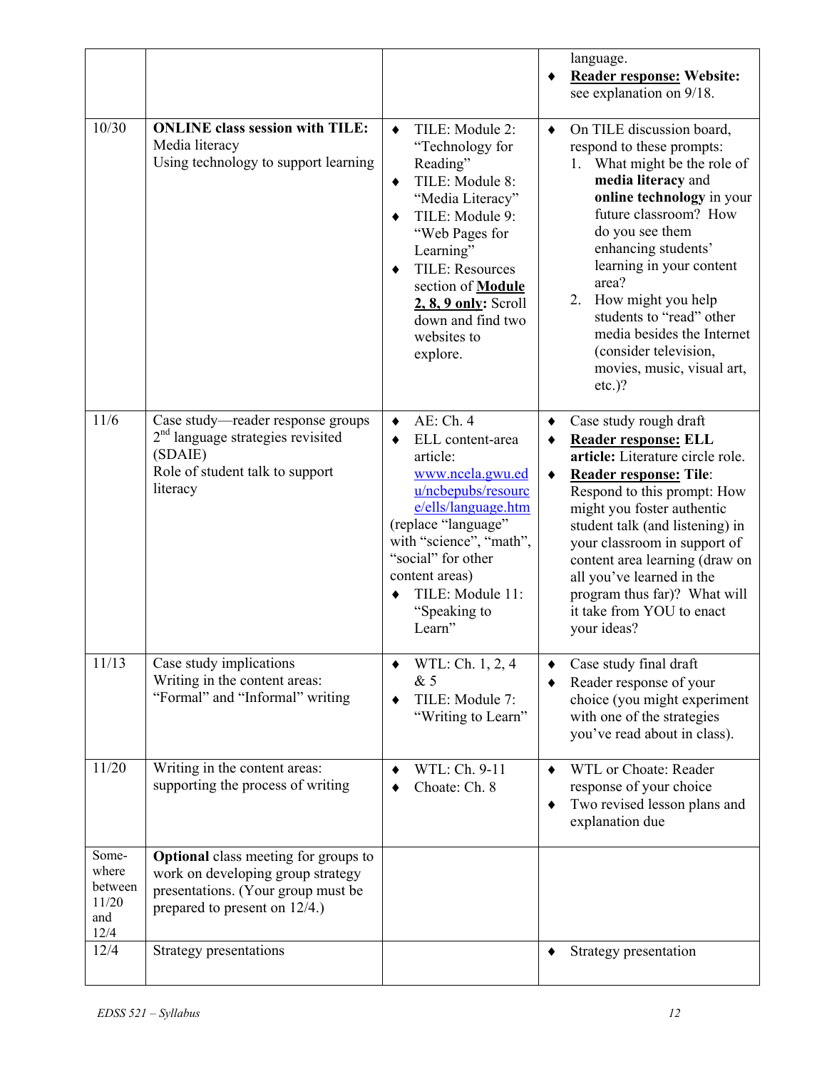| | | | |
|---|---|---|---|
| | | | language.<br>♦ **Reader response: Website:** see explanation on 9/18. |
| 10/30 | **ONLINE class session with TILE:** Media literacy<br>Using technology to support learning | ♦ TILE: Module 2: "Technology for Reading"<br>♦ TILE: Module 8: "Media Literacy"<br>♦ TILE: Module 9: "Web Pages for Learning"<br>♦ TILE: Resources section of **Module 2, 8, 9 only**: Scroll down and find two websites to explore. | ♦ On TILE discussion board, respond to these prompts:<br>1. What might be the role of **media literacy** and **online technology** in your future classroom? How do you see them enhancing students' learning in your content area?<br>2. How might you help students to "read" other media besides the Internet (consider television, movies, music, visual art, etc.)? |
| 11/6 | Case study—reader response groups<br>2nd language strategies revisited (SDAIE)<br>Role of student talk to support literacy | ♦ AE: Ch. 4<br>♦ ELL content-area article: www.ncela.gwu.edu/ncbepubs/resource/ells/language.htm (replace "language" with "science", "math", "social" for other content areas)<br>♦ TILE: Module 11: "Speaking to Learn" | ♦ Case study rough draft<br>♦ **Reader response: ELL article:** Literature circle role.<br>♦ **Reader response: Tile**: Respond to this prompt: How might you foster authentic student talk (and listening) in your classroom in support of content area learning (draw on all you've learned in the program thus far)? What will it take from YOU to enact your ideas? |
| 11/13 | Case study implications<br>Writing in the content areas: "Formal" and "Informal" writing | ♦ WTL: Ch. 1, 2, 4 & 5<br>♦ TILE: Module 7: "Writing to Learn" | ♦ Case study final draft<br>♦ Reader response of your choice (you might experiment with one of the strategies you've read about in class). |
| 11/20 | Writing in the content areas: supporting the process of writing | ♦ WTL: Ch. 9-11<br>♦ Choate: Ch. 8 | ♦ WTL or Choate: Reader response of your choice<br>♦ Two revised lesson plans and explanation due |
| Some-where between 11/20 and 12/4 | **Optional** class meeting for groups to work on developing group strategy presentations. (Your group must be prepared to present on 12/4.) | | |
| 12/4 | Strategy presentations | | ♦ Strategy presentation |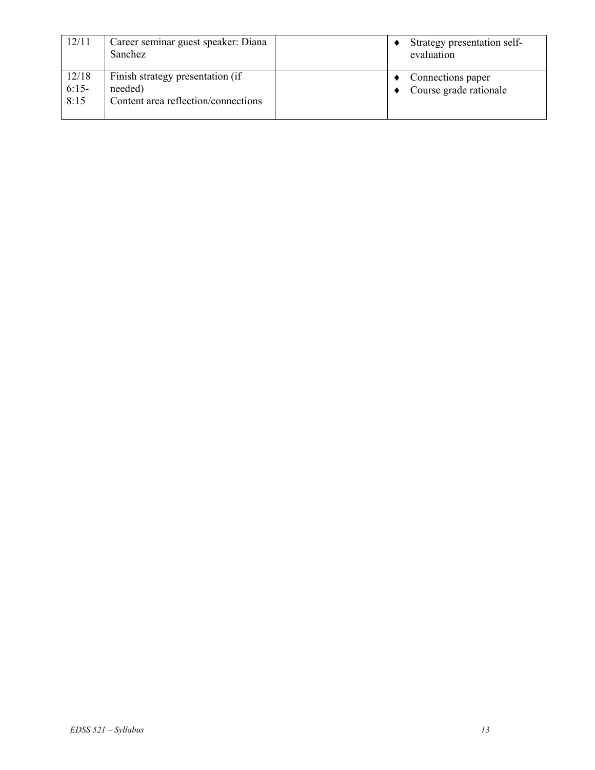| | | | |
|---|---|---|---|
| 12/11 | Career seminar guest speaker: Diana Sanchez | | ♦ Strategy presentation self-evaluation |
| 12/18 6:15-8:15 | Finish strategy presentation (if needed)<br>Content area reflection/connections | | ♦ Connections paper<br>♦ Course grade rationale |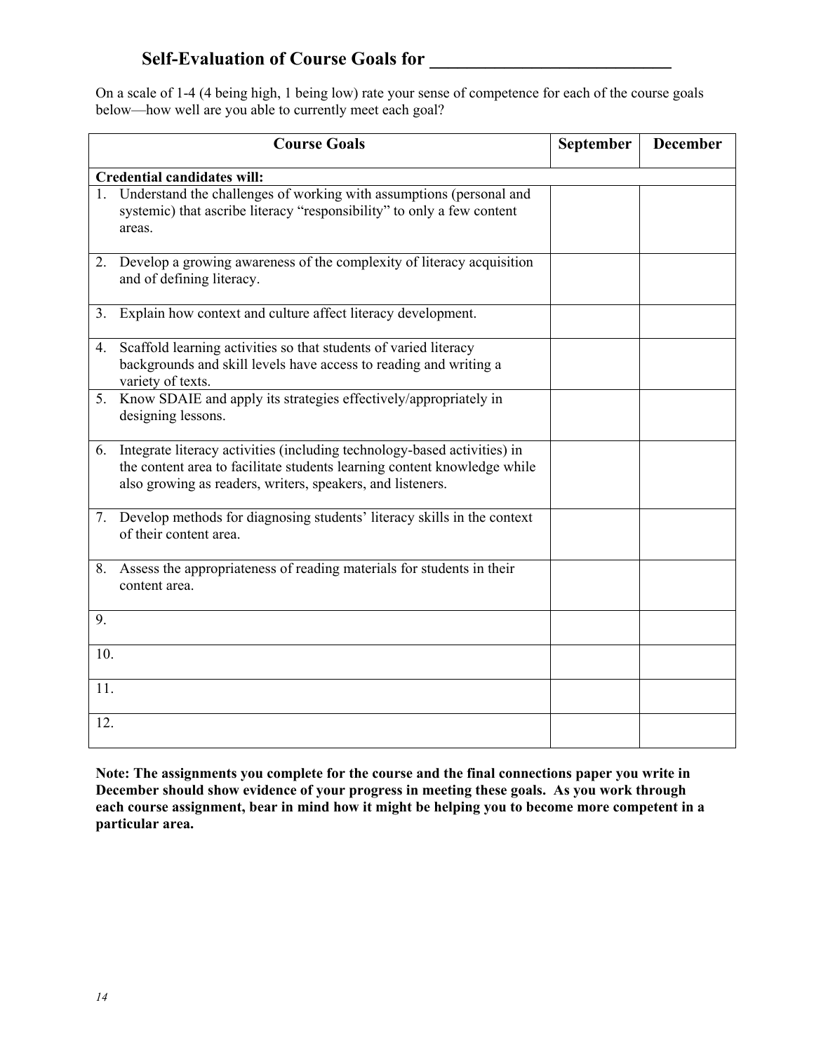# Self-Evaluation of Course Goals for ___________________________

On a scale of 1-4 (4 being high, 1 being low) rate your sense of competence for each of the course goals below—how well are you able to currently meet each goal?

| Course Goals | September | December |
|---|---|---|
| **Credential candidates will:** | | |
| 1. Understand the challenges of working with assumptions (personal and systemic) that ascribe literacy "responsibility" to only a few content areas. | | |
| 2. Develop a growing awareness of the complexity of literacy acquisition and of defining literacy. | | |
| 3. Explain how context and culture affect literacy development. | | |
| 4. Scaffold learning activities so that students of varied literacy backgrounds and skill levels have access to reading and writing a variety of texts. | | |
| 5. Know SDAIE and apply its strategies effectively/appropriately in designing lessons. | | |
| 6. Integrate literacy activities (including technology-based activities) in the content area to facilitate students learning content knowledge while also growing as readers, writers, speakers, and listeners. | | |
| 7. Develop methods for diagnosing students' literacy skills in the context of their content area. | | |
| 8. Assess the appropriateness of reading materials for students in their content area. | | |
| 9. | | |
| 10. | | |
| 11. | | |
| 12. | | |

**Note: The assignments you complete for the course and the final connections paper you write in December should show evidence of your progress in meeting these goals. As you work through each course assignment, bear in mind how it might be helping you to become more competent in a particular area.**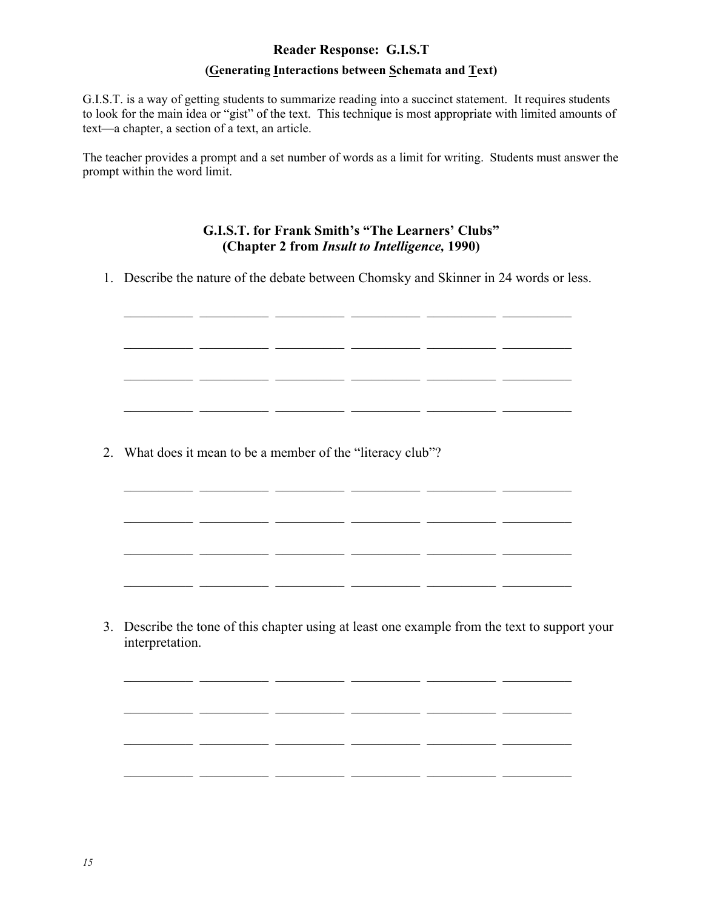## Reader Response: G.I.S.T

### (Generating Interactions between Schemata and Text)

G.I.S.T. is a way of getting students to summarize reading into a succinct statement. It requires students to look for the main idea or "gist" of the text. This technique is most appropriate with limited amounts of text—a chapter, a section of a text, an article.

The teacher provides a prompt and a set number of words as a limit for writing. Students must answer the prompt within the word limit.

### G.I.S.T. for Frank Smith's "The Learners' Clubs" (Chapter 2 from *Insult to Intelligence,* 1990)

1. Describe the nature of the debate between Chomsky and Skinner in 24 words or less.

__________ __________ __________ __________ __________ __________

__________ __________ __________ __________ __________ __________

__________ __________ __________ __________ __________ __________

__________ __________ __________ __________ __________ __________

2. What does it mean to be a member of the "literacy club"?

__________ __________ __________ __________ __________ __________

__________ __________ __________ __________ __________ __________

__________ __________ __________ __________ __________ __________

__________ __________ __________ __________ __________ __________

3. Describe the tone of this chapter using at least one example from the text to support your interpretation.

__________ __________ __________ __________ __________ __________

__________ __________ __________ __________ __________ __________

__________ __________ __________ __________ __________ __________

__________ __________ __________ __________ __________ __________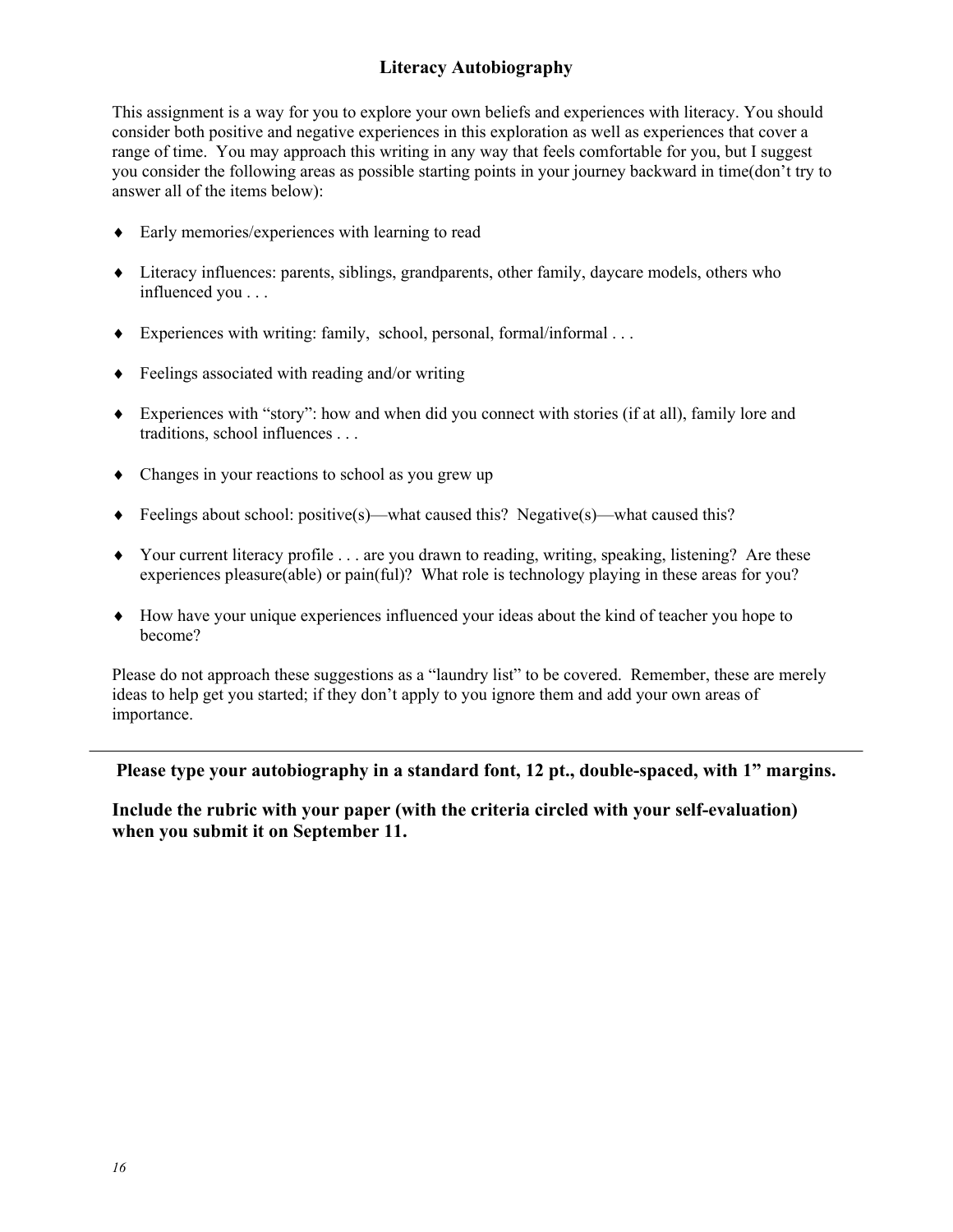# Literacy Autobiography

This assignment is a way for you to explore your own beliefs and experiences with literacy. You should consider both positive and negative experiences in this exploration as well as experiences that cover a range of time. You may approach this writing in any way that feels comfortable for you, but I suggest you consider the following areas as possible starting points in your journey backward in time(don't try to answer all of the items below):

- Early memories/experiences with learning to read
- Literacy influences: parents, siblings, grandparents, other family, daycare models, others who influenced you . . .
- Experiences with writing: family, school, personal, formal/informal . . .
- Feelings associated with reading and/or writing
- Experiences with "story": how and when did you connect with stories (if at all), family lore and traditions, school influences . . .
- Changes in your reactions to school as you grew up
- Feelings about school: positive(s)—what caused this? Negative(s)—what caused this?
- Your current literacy profile . . . are you drawn to reading, writing, speaking, listening? Are these experiences pleasure(able) or pain(ful)? What role is technology playing in these areas for you?
- How have your unique experiences influenced your ideas about the kind of teacher you hope to become?

Please do not approach these suggestions as a "laundry list" to be covered. Remember, these are merely ideas to help get you started; if they don't apply to you ignore them and add your own areas of importance.

---

**Please type your autobiography in a standard font, 12 pt., double-spaced, with 1" margins.**

**Include the rubric with your paper (with the criteria circled with your self-evaluation) when you submit it on September 11.**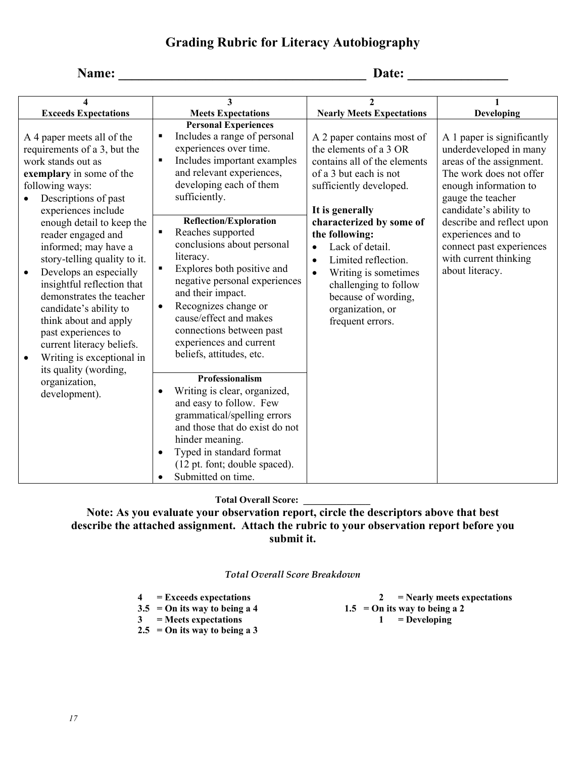# Grading Rubric for Literacy Autobiography

**Name: ______________________________________ Date: _______________**

| 4<br>Exceeds Expectations | 3<br>Meets Expectations | 2<br>Nearly Meets Expectations | 1<br>Developing |
|---|---|---|---|
| A 4 paper meets all of the requirements of a 3, but the work stands out as **exemplary** in some of the following ways:<br>• Descriptions of past experiences include enough detail to keep the reader engaged and informed; may have a story-telling quality to it.<br>• Develops an especially insightful reflection that demonstrates the teacher candidate's ability to think about and apply past experiences to current literacy beliefs.<br>• Writing is exceptional in its quality (wording, organization, development). | **Personal Experiences**<br>▪ Includes a range of personal experiences over time.<br>▪ Includes important examples and relevant experiences, developing each of them sufficiently.<br><br>**Reflection/Exploration**<br>▪ Reaches supported conclusions about personal literacy.<br>▪ Explores both positive and negative personal experiences and their impact.<br>• Recognizes change or cause/effect and makes connections between past experiences and current beliefs, attitudes, etc.<br><br>**Professionalism**<br>• Writing is clear, organized, and easy to follow. Few grammatical/spelling errors and those that do exist do not hinder meaning.<br>• Typed in standard format (12 pt. font; double spaced).<br>• Submitted on time. | A 2 paper contains most of the elements of a 3 OR contains all of the elements of a 3 but each is not sufficiently developed.<br><br>**It is generally characterized by some of the following:**<br>• Lack of detail.<br>• Limited reflection.<br>• Writing is sometimes challenging to follow because of wording, organization, or frequent errors. | A 1 paper is significantly underdeveloped in many areas of the assignment. The work does not offer enough information to gauge the teacher candidate's ability to describe and reflect upon experiences and to connect past experiences with current thinking about literacy. |

**Total Overall Score: _____________**

**Note: As you evaluate your observation report, circle the descriptors above that best describe the attached assignment. Attach the rubric to your observation report before you submit it.**

*Total Overall Score Breakdown*

- **4 = Exceeds expectations**
- **3.5 = On its way to being a 4**
- **3 = Meets expectations**
- **2.5 = On its way to being a 3**
- **2 = Nearly meets expectations**
- **1.5 = On its way to being a 2**
- **1 = Developing**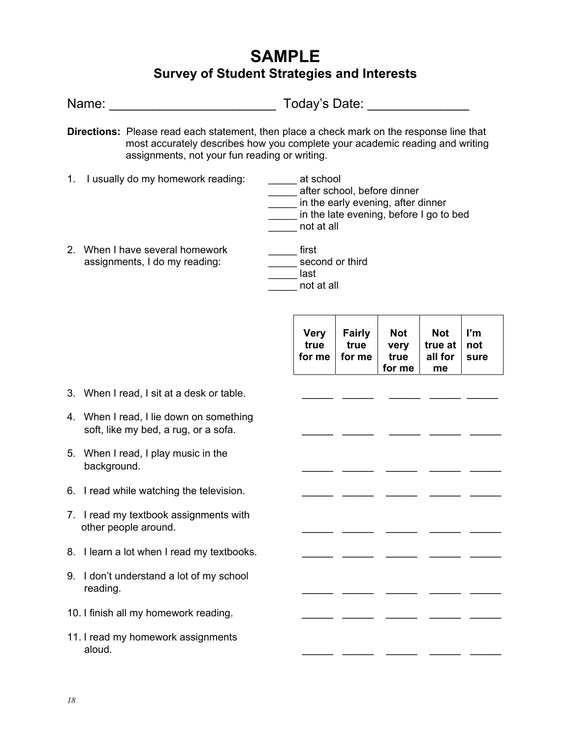# SAMPLE

## Survey of Student Strategies and Interests

Name: _______________________ Today's Date: _____________

**Directions:** Please read each statement, then place a check mark on the response line that most accurately describes how you complete your academic reading and writing assignments, not your fun reading or writing.

1. I usually do my homework reading:
   - _____ at school
   - _____ after school, before dinner
   - _____ in the early evening, after dinner
   - _____ in the late evening, before I go to bed
   - _____ not at all

2. When I have several homework assignments, I do my reading:
   - _____ first
   - _____ second or third
   - _____ last
   - _____ not at all

| | Very true for me | Fairly true for me | Not very true for me | Not true at all for me | I'm not sure |
|---|---|---|---|---|---|
| 3. When I read, I sit at a desk or table. | _____ | _____ | _____ | _____ | _____ |
| 4. When I read, I lie down on something soft, like my bed, a rug, or a sofa. | _____ | _____ | _____ | _____ | _____ |
| 5. When I read, I play music in the background. | _____ | _____ | _____ | _____ | _____ |
| 6. I read while watching the television. | _____ | _____ | _____ | _____ | _____ |
| 7. I read my textbook assignments with other people around. | _____ | _____ | _____ | _____ | _____ |
| 8. I learn a lot when I read my textbooks. | _____ | _____ | _____ | _____ | _____ |
| 9. I don't understand a lot of my school reading. | _____ | _____ | _____ | _____ | _____ |
| 10. I finish all my homework reading. | _____ | _____ | _____ | _____ | _____ |
| 11. I read my homework assignments aloud. | _____ | _____ | _____ | _____ | _____ |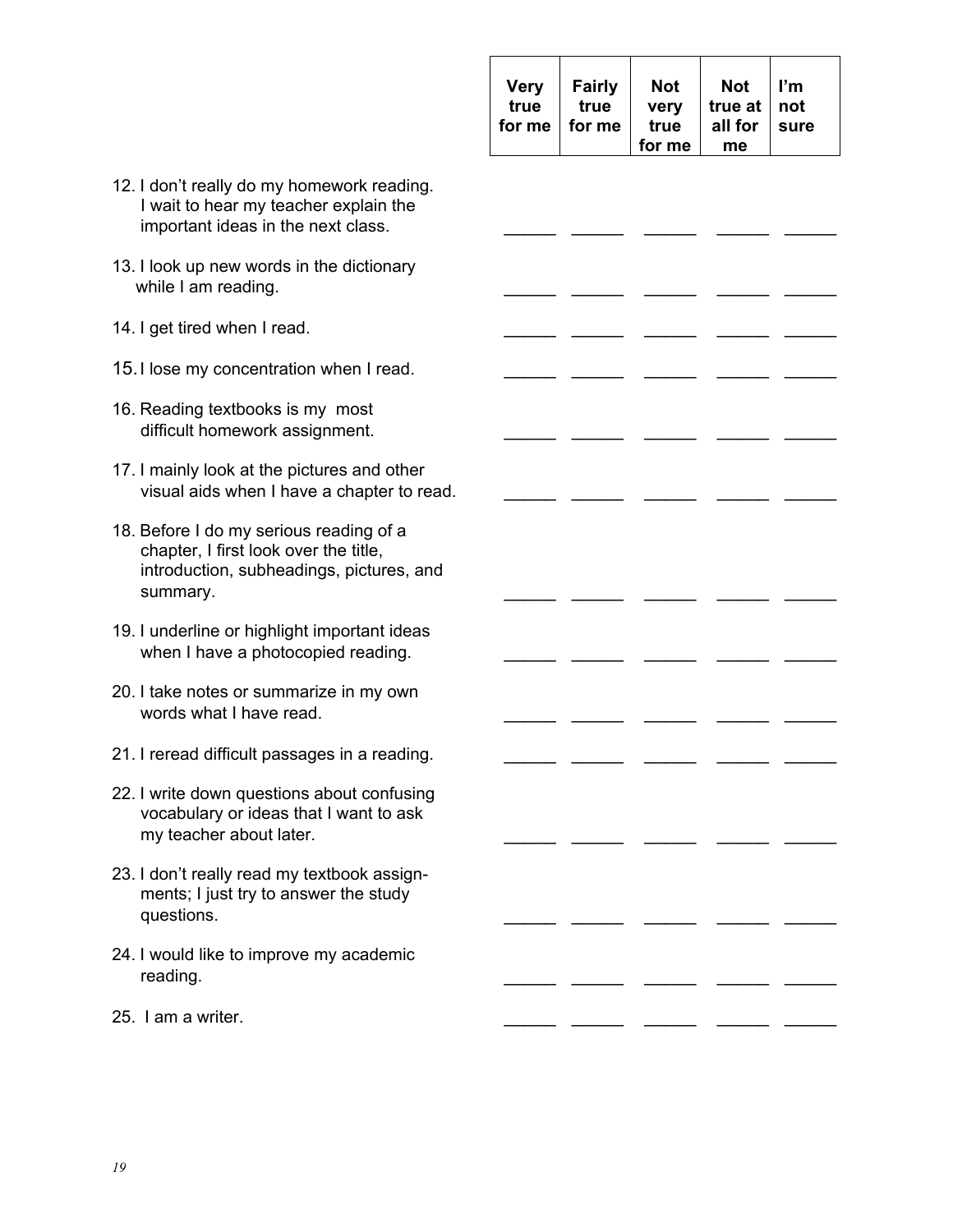| | Very true for me | Fairly true for me | Not very true for me | Not true at all for me | I'm not sure |
|---|---|---|---|---|---|
| 12. I don't really do my homework reading. I wait to hear my teacher explain the important ideas in the next class. | _____ | _____ | _____ | _____ | _____ |
| 13. I look up new words in the dictionary while I am reading. | _____ | _____ | _____ | _____ | _____ |
| 14. I get tired when I read. | _____ | _____ | _____ | _____ | _____ |
| 15. I lose my concentration when I read. | _____ | _____ | _____ | _____ | _____ |
| 16. Reading textbooks is my most difficult homework assignment. | _____ | _____ | _____ | _____ | _____ |
| 17. I mainly look at the pictures and other visual aids when I have a chapter to read. | _____ | _____ | _____ | _____ | _____ |
| 18. Before I do my serious reading of a chapter, I first look over the title, introduction, subheadings, pictures, and summary. | _____ | _____ | _____ | _____ | _____ |
| 19. I underline or highlight important ideas when I have a photocopied reading. | _____ | _____ | _____ | _____ | _____ |
| 20. I take notes or summarize in my own words what I have read. | _____ | _____ | _____ | _____ | _____ |
| 21. I reread difficult passages in a reading. | _____ | _____ | _____ | _____ | _____ |
| 22. I write down questions about confusing vocabulary or ideas that I want to ask my teacher about later. | _____ | _____ | _____ | _____ | _____ |
| 23. I don't really read my textbook assignments; I just try to answer the study questions. | _____ | _____ | _____ | _____ | _____ |
| 24. I would like to improve my academic reading. | _____ | _____ | _____ | _____ | _____ |
| 25. I am a writer. | _____ | _____ | _____ | _____ | _____ |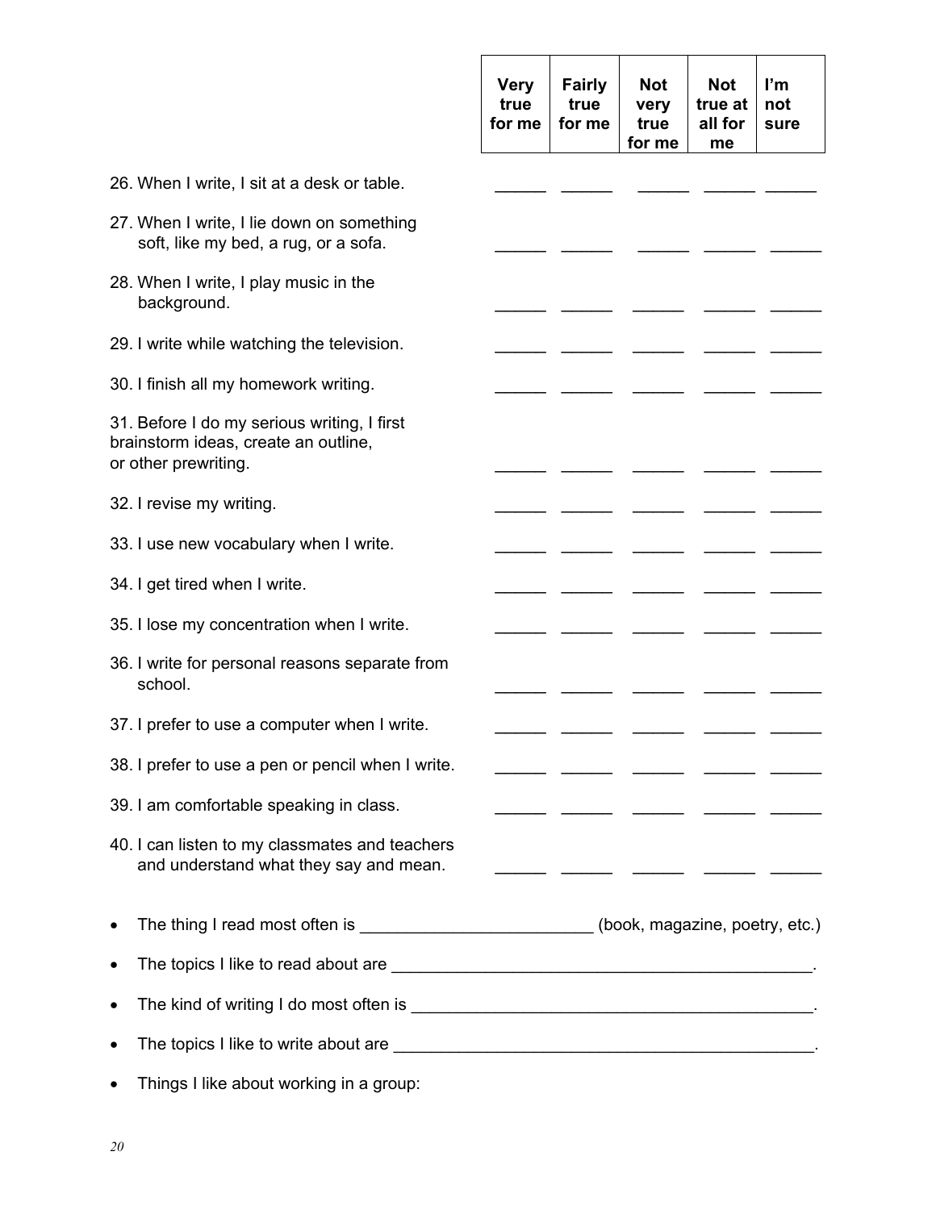| | Very true for me | Fairly true for me | Not very true for me | Not true at all for me | I'm not sure |
|---|---|---|---|---|---|
| 26. When I write, I sit at a desk or table. | _____ | _____ | _____ | _____ | _____ |
| 27. When I write, I lie down on something soft, like my bed, a rug, or a sofa. | _____ | _____ | _____ | _____ | _____ |
| 28. When I write, I play music in the background. | _____ | _____ | _____ | _____ | _____ |
| 29. I write while watching the television. | _____ | _____ | _____ | _____ | _____ |
| 30. I finish all my homework writing. | _____ | _____ | _____ | _____ | _____ |
| 31. Before I do my serious writing, I first brainstorm ideas, create an outline, or other prewriting. | _____ | _____ | _____ | _____ | _____ |
| 32. I revise my writing. | _____ | _____ | _____ | _____ | _____ |
| 33. I use new vocabulary when I write. | _____ | _____ | _____ | _____ | _____ |
| 34. I get tired when I write. | _____ | _____ | _____ | _____ | _____ |
| 35. I lose my concentration when I write. | _____ | _____ | _____ | _____ | _____ |
| 36. I write for personal reasons separate from school. | _____ | _____ | _____ | _____ | _____ |
| 37. I prefer to use a computer when I write. | _____ | _____ | _____ | _____ | _____ |
| 38. I prefer to use a pen or pencil when I write. | _____ | _____ | _____ | _____ | _____ |
| 39. I am comfortable speaking in class. | _____ | _____ | _____ | _____ | _____ |
| 40. I can listen to my classmates and teachers and understand what they say and mean. | _____ | _____ | _____ | _____ | _____ |

- The thing I read most often is ________________________ (book, magazine, poetry, etc.)
- The topics I like to read about are ____________________________________________.
- The kind of writing I do most often is __________________________________________.
- The topics I like to write about are ____________________________________________.
- Things I like about working in a group: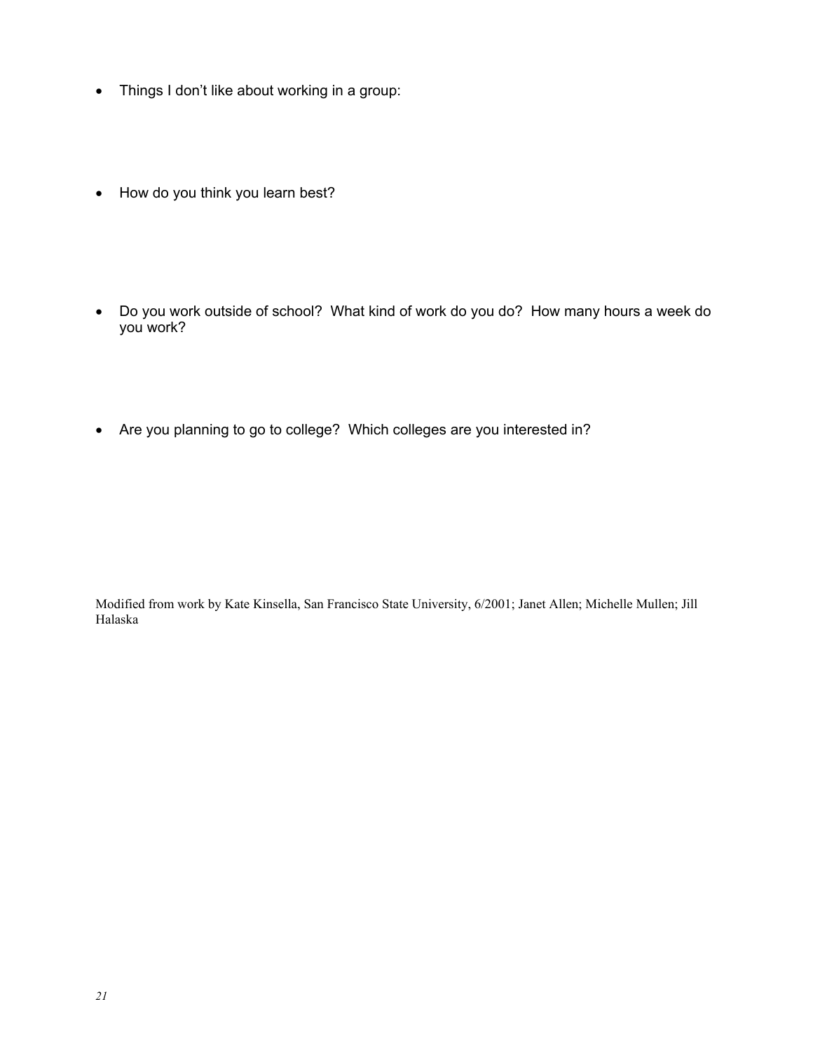- Things I don't like about working in a group:

- How do you think you learn best?

- Do you work outside of school? What kind of work do you do? How many hours a week do you work?

- Are you planning to go to college? Which colleges are you interested in?

Modified from work by Kate Kinsella, San Francisco State University, 6/2001; Janet Allen; Michelle Mullen; Jill Halaska